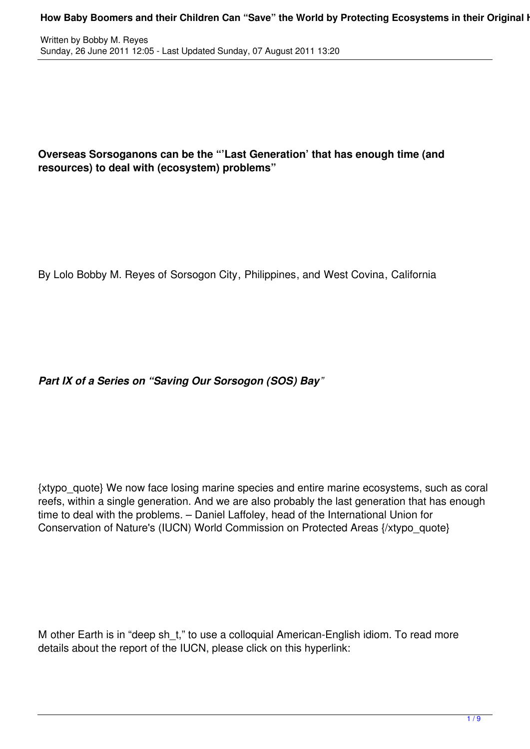**Overseas Sorsoganons can be the "'Last Generation' that has enough time (and resources) to deal with (ecosystem) problems"**

By Lolo Bobby M. Reyes of Sorsogon City, Philippines, and West Covina, California

***Part IX of a Series on "Saving Our Sorsogon (SOS) Bay"***

{xtypo_quote} We now face losing marine species and entire marine ecosystems, such as coral reefs, within a single generation. And we are also probably the last generation that has enough time to deal with the problems. – Daniel Laffoley, head of the International Union for Conservation of Nature's (IUCN) World Commission on Protected Areas {/xtypo_quote}

M other Earth is in "deep sh_t," to use a colloquial American-English idiom. To read more details about the report of the IUCN, please click on this hyperlink: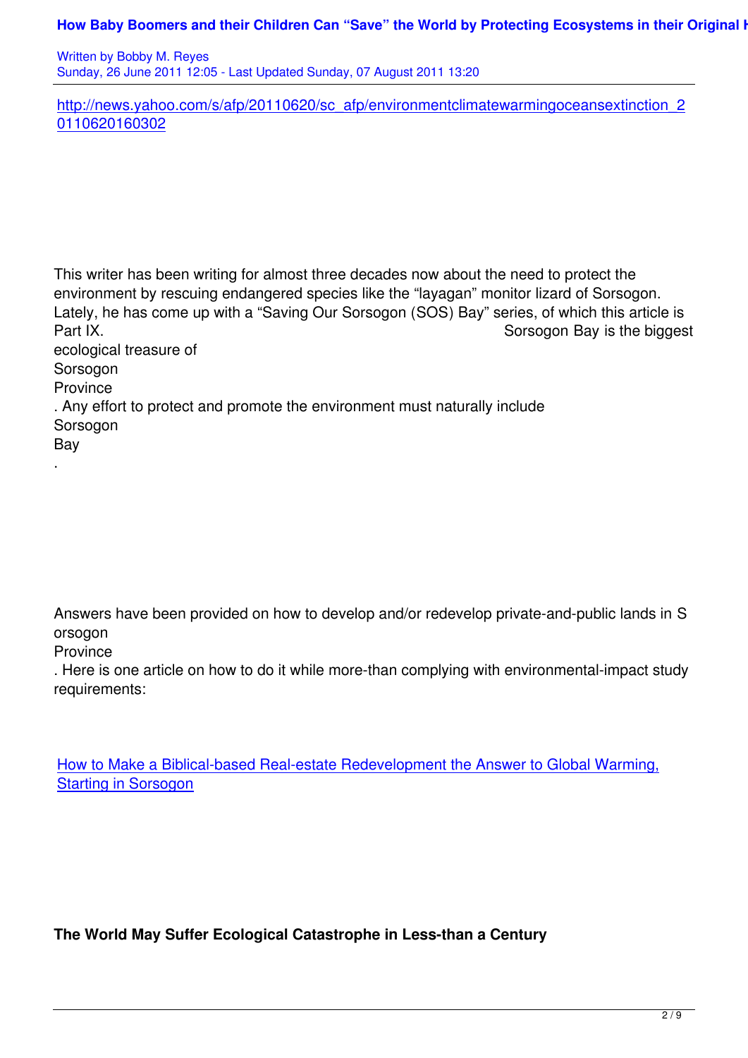http://news.yahoo.com/s/afp/20110620/sc_afp/environmentclimatewarmingoceansextinction_20110620160302

This writer has been writing for almost three decades now about the need to protect the environment by rescuing endangered species like the "layagan" monitor lizard of Sorsogon. Lately, he has come up with a "Saving Our Sorsogon (SOS) Bay" series, of which this article is Part IX. Sorsogon Bay is the biggest ecological treasure of Sorsogon Province. Any effort to protect and promote the environment must naturally include Sorsogon Bay.

Answers have been provided on how to develop and/or redevelop private-and-public lands in Sorsogon Province. Here is one article on how to do it while more-than complying with environmental-impact study requirements:

How to Make a Biblical-based Real-estate Redevelopment the Answer to Global Warming, Starting in Sorsogon

**The World May Suffer Ecological Catastrophe in Less-than a Century**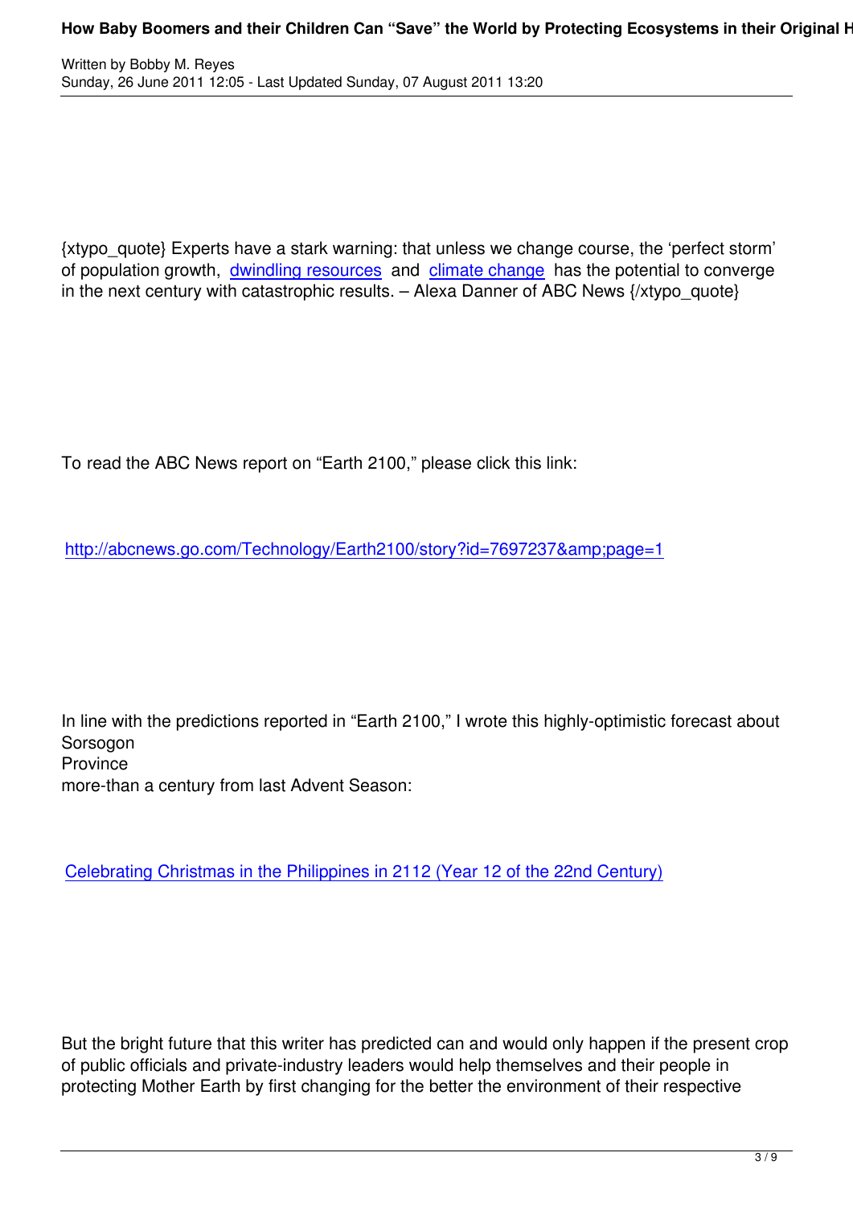{xtypo_quote} Experts have a stark warning: that unless we change course, the 'perfect storm' of population growth, dwindling resources and climate change has the potential to converge in the next century with catastrophic results. – Alexa Danner of ABC News {/xtypo_quote}

To read the ABC News report on "Earth 2100," please click this link:

http://abcnews.go.com/Technology/Earth2100/story?id=7697237&amp;page=1

In line with the predictions reported in "Earth 2100," I wrote this highly-optimistic forecast about Sorsogon Province more-than a century from last Advent Season:

Celebrating Christmas in the Philippines in 2112 (Year 12 of the 22nd Century)

But the bright future that this writer has predicted can and would only happen if the present crop of public officials and private-industry leaders would help themselves and their people in protecting Mother Earth by first changing for the better the environment of their respective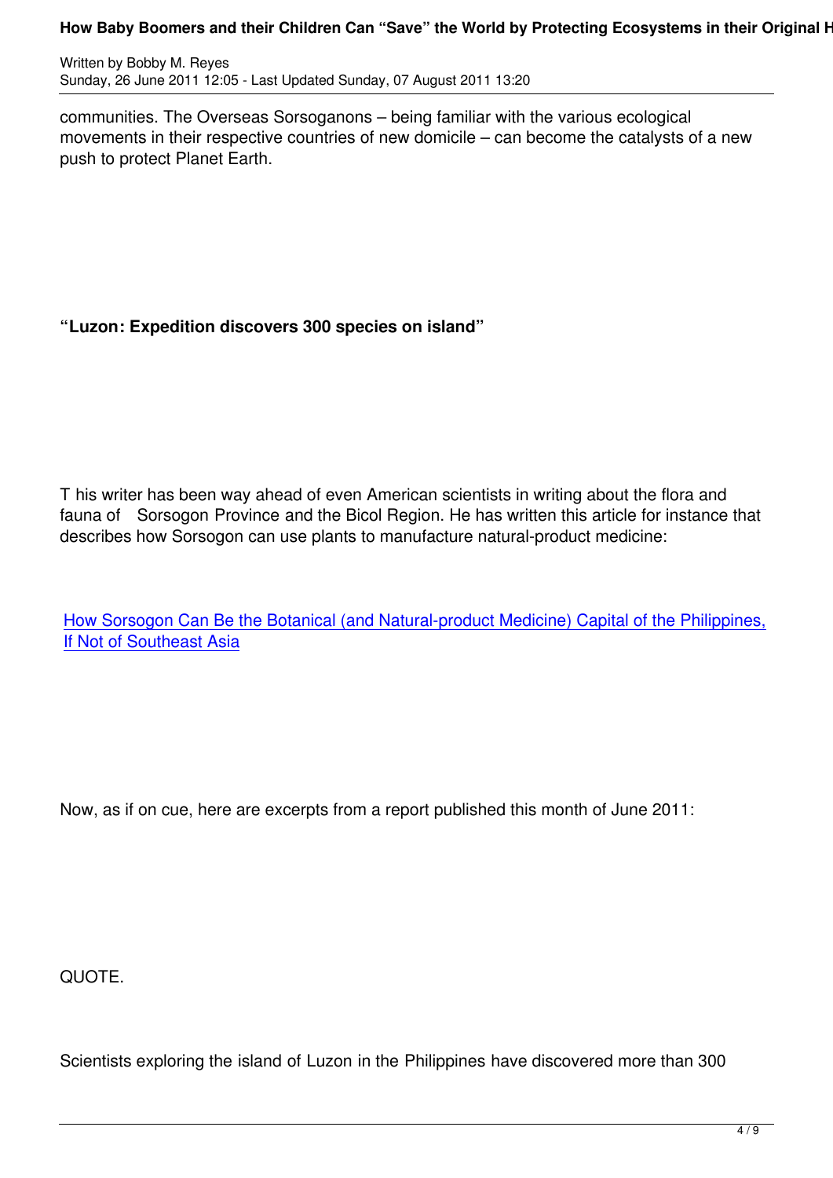communities. The Overseas Sorsoganons – being familiar with the various ecological movements in their respective countries of new domicile – can become the catalysts of a new push to protect Planet Earth.

**“Luzon: Expedition discovers 300 species on island”**

T his writer has been way ahead of even American scientists in writing about the flora and fauna of Sorsogon Province and the Bicol Region. He has written this article for instance that describes how Sorsogon can use plants to manufacture natural-product medicine:

How Sorsogon Can Be the Botanical (and Natural-product Medicine) Capital of the Philippines, If Not of Southeast Asia

Now, as if on cue, here are excerpts from a report published this month of June 2011:

QUOTE.

Scientists exploring the island of Luzon in the Philippines have discovered more than 300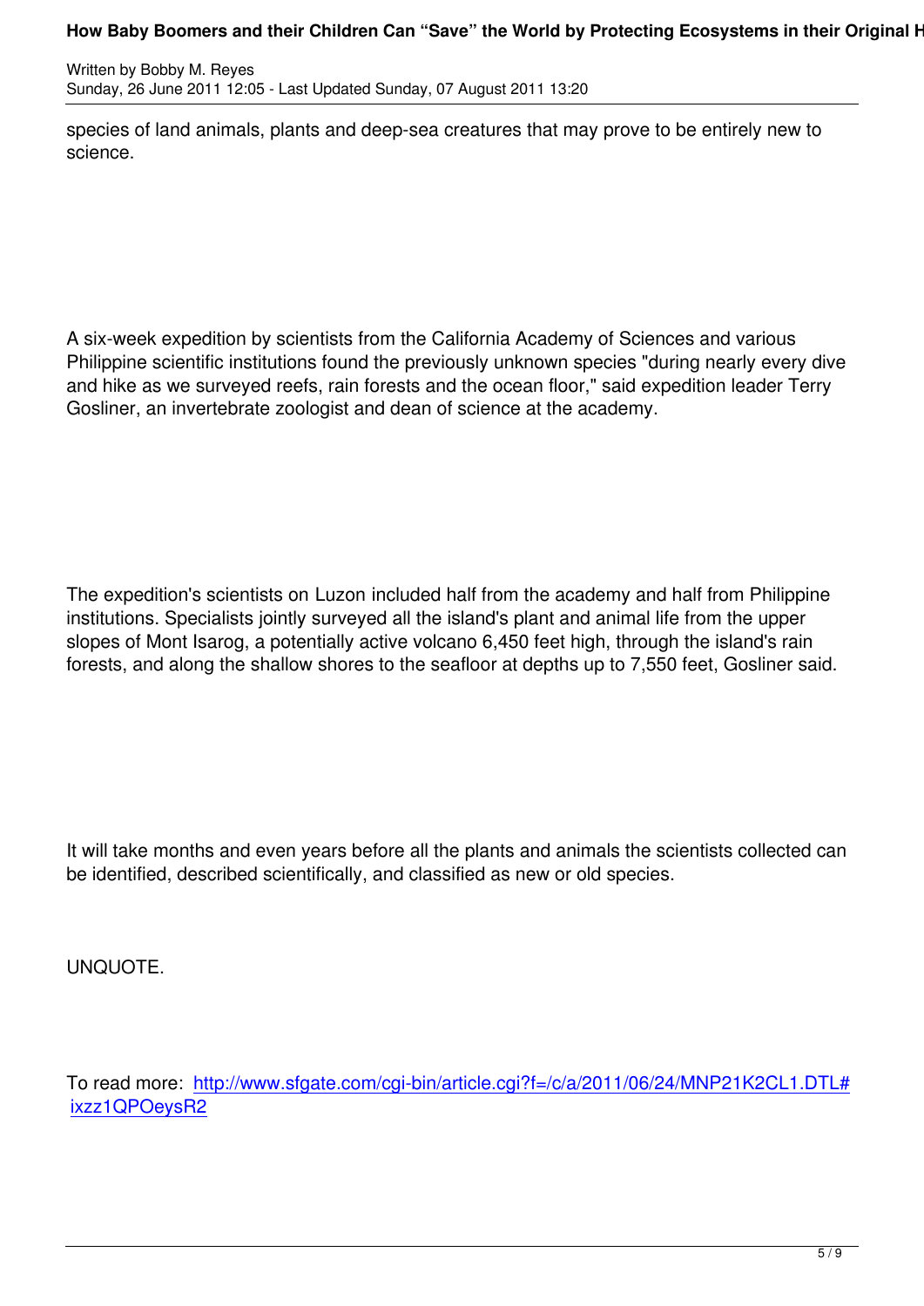species of land animals, plants and deep-sea creatures that may prove to be entirely new to science.

A six-week expedition by scientists from the California Academy of Sciences and various Philippine scientific institutions found the previously unknown species "during nearly every dive and hike as we surveyed reefs, rain forests and the ocean floor," said expedition leader Terry Gosliner, an invertebrate zoologist and dean of science at the academy.

The expedition's scientists on Luzon included half from the academy and half from Philippine institutions. Specialists jointly surveyed all the island's plant and animal life from the upper slopes of Mont Isarog, a potentially active volcano 6,450 feet high, through the island's rain forests, and along the shallow shores to the seafloor at depths up to 7,550 feet, Gosliner said.

It will take months and even years before all the plants and animals the scientists collected can be identified, described scientifically, and classified as new or old species.

UNQUOTE.

To read more: http://www.sfgate.com/cgi-bin/article.cgi?f=/c/a/2011/06/24/MNP21K2CL1.DTL#ixzz1QPOeysR2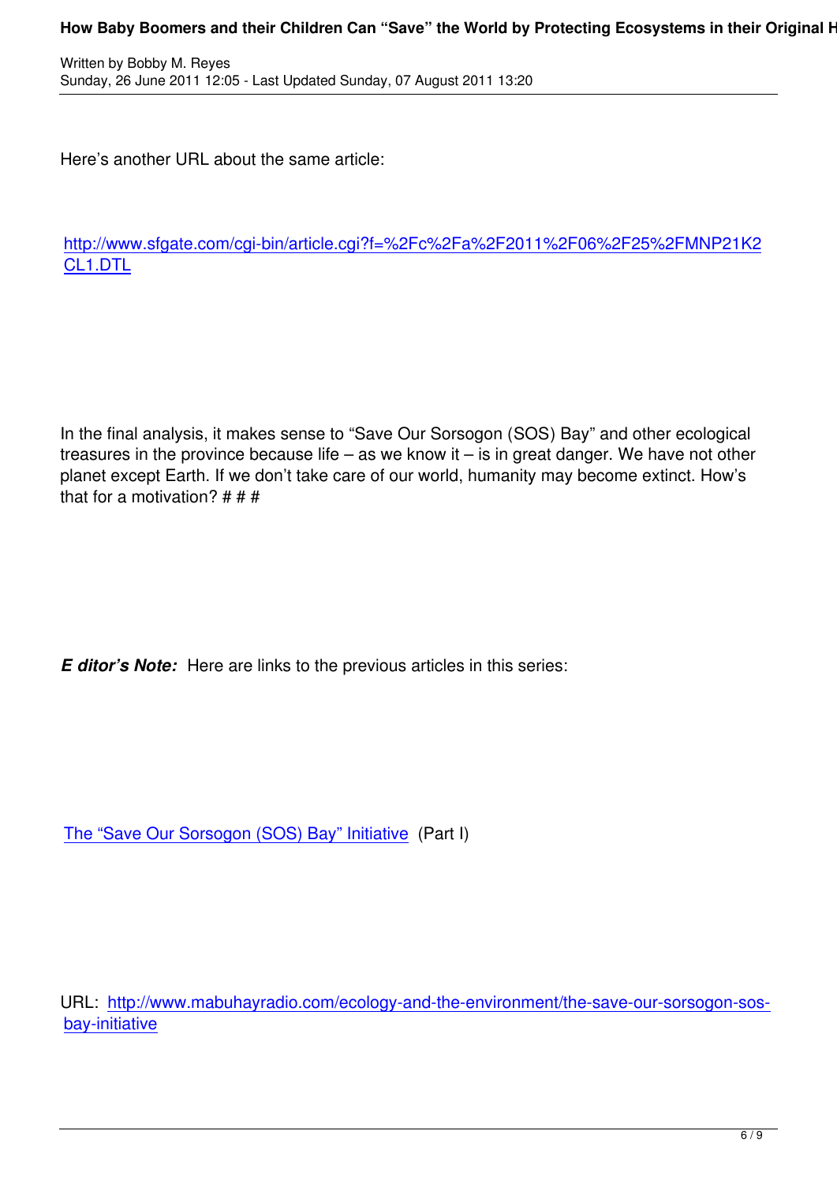Here's another URL about the same article:

[http://www.sfgate.com/cgi-bin/article.cgi?f=%2Fc%2Fa%2F2011%2F06%2F25%2FMNP21K2CL1.DTL](http://www.sfgate.com/cgi-bin/article.cgi?f=%2Fc%2Fa%2F2011%2F06%2F25%2FMNP21K2CL1.DTL)

In the final analysis, it makes sense to "Save Our Sorsogon (SOS) Bay" and other ecological treasures in the province because life – as we know it – is in great danger. We have not other planet except Earth. If we don't take care of our world, humanity may become extinct. How's that for a motivation? # # #

***E ditor's Note:*** Here are links to the previous articles in this series:

[The "Save Our Sorsogon (SOS) Bay" Initiative](http://www.mabuhayradio.com/ecology-and-the-environment/the-save-our-sorsogon-sos-bay-initiative) (Part I)

URL: [http://www.mabuhayradio.com/ecology-and-the-environment/the-save-our-sorsogon-sos-bay-initiative](http://www.mabuhayradio.com/ecology-and-the-environment/the-save-our-sorsogon-sos-bay-initiative)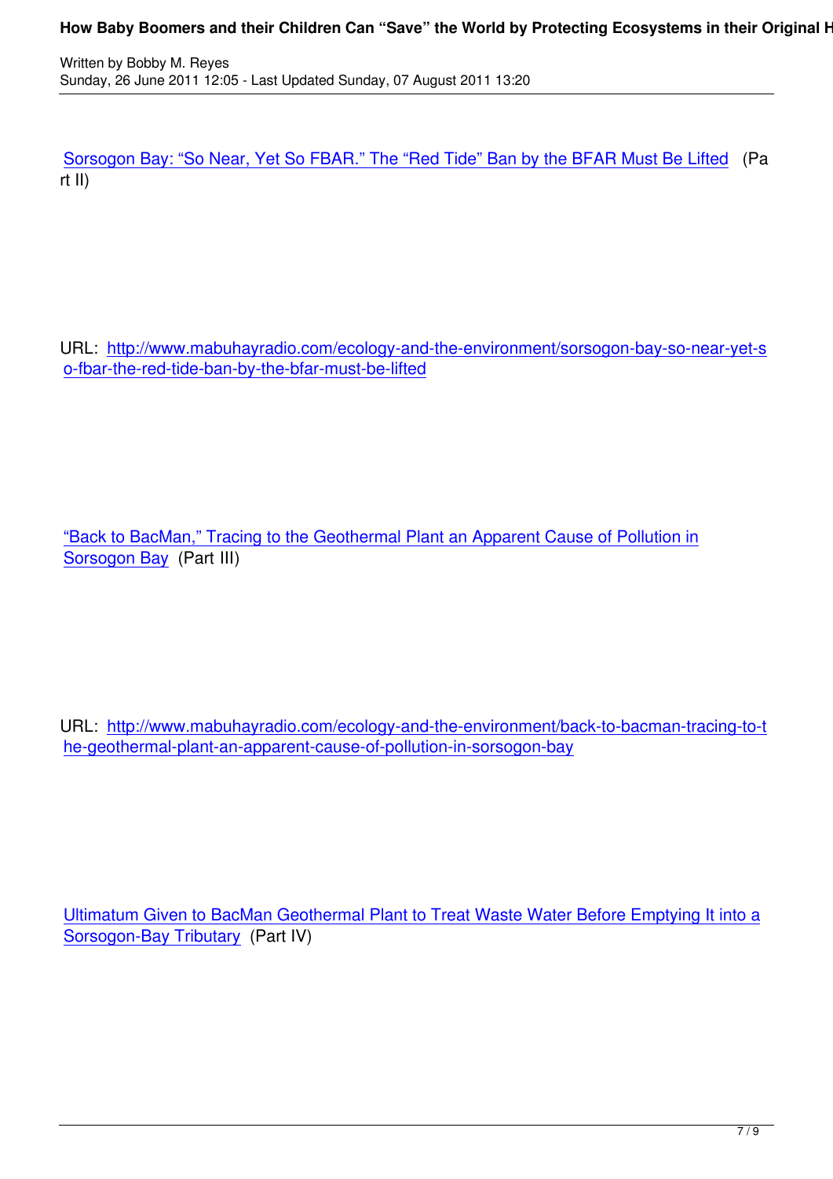[Sorsogon Bay: “So Near, Yet So FBAR.” The “Red Tide” Ban by the BFAR Must Be Lifted](http://www.mabuhayradio.com/ecology-and-the-environment/sorsogon-bay-so-near-yet-so-fbar-the-red-tide-ban-by-the-bfar-must-be-lifted) (Part II)

URL: [http://www.mabuhayradio.com/ecology-and-the-environment/sorsogon-bay-so-near-yet-so-fbar-the-red-tide-ban-by-the-bfar-must-be-lifted](http://www.mabuhayradio.com/ecology-and-the-environment/sorsogon-bay-so-near-yet-so-fbar-the-red-tide-ban-by-the-bfar-must-be-lifted)

[“Back to BacMan,” Tracing to the Geothermal Plant an Apparent Cause of Pollution in Sorsogon Bay](http://www.mabuhayradio.com/ecology-and-the-environment/back-to-bacman-tracing-to-the-geothermal-plant-an-apparent-cause-of-pollution-in-sorsogon-bay) (Part III)

URL: [http://www.mabuhayradio.com/ecology-and-the-environment/back-to-bacman-tracing-to-the-geothermal-plant-an-apparent-cause-of-pollution-in-sorsogon-bay](http://www.mabuhayradio.com/ecology-and-the-environment/back-to-bacman-tracing-to-the-geothermal-plant-an-apparent-cause-of-pollution-in-sorsogon-bay)

Ultimatum Given to BacMan Geothermal Plant to Treat Waste Water Before Emptying It into a Sorsogon-Bay Tributary (Part IV)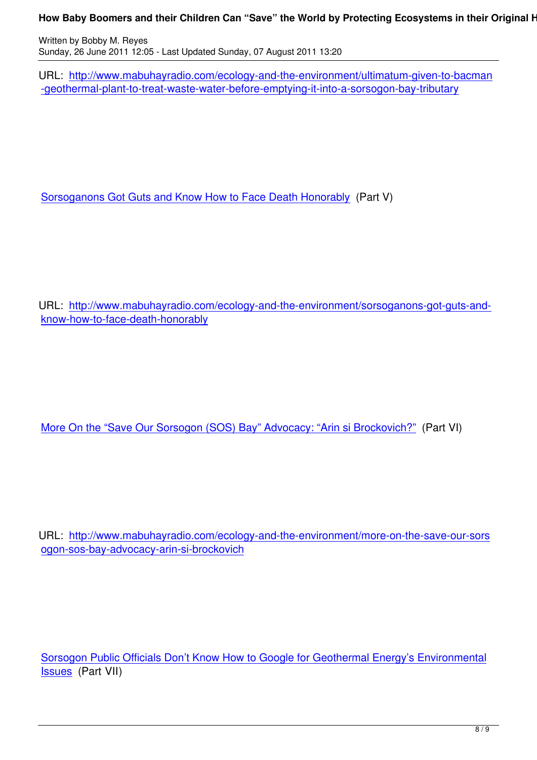URL: http://www.mabuhayradio.com/ecology-and-the-environment/ultimatum-given-to-bacman-geothermal-plant-to-treat-waste-water-before-emptying-it-into-a-sorsogon-bay-tributary

Sorsoganons Got Guts and Know How to Face Death Honorably (Part V)

URL: http://www.mabuhayradio.com/ecology-and-the-environment/sorsoganons-got-guts-and-know-how-to-face-death-honorably

More On the "Save Our Sorsogon (SOS) Bay" Advocacy: "Arin si Brockovich?" (Part VI)

URL: http://www.mabuhayradio.com/ecology-and-the-environment/more-on-the-save-our-sorsogon-sos-bay-advocacy-arin-si-brockovich

Sorsogon Public Officials Don't Know How to Google for Geothermal Energy's Environmental Issues (Part VII)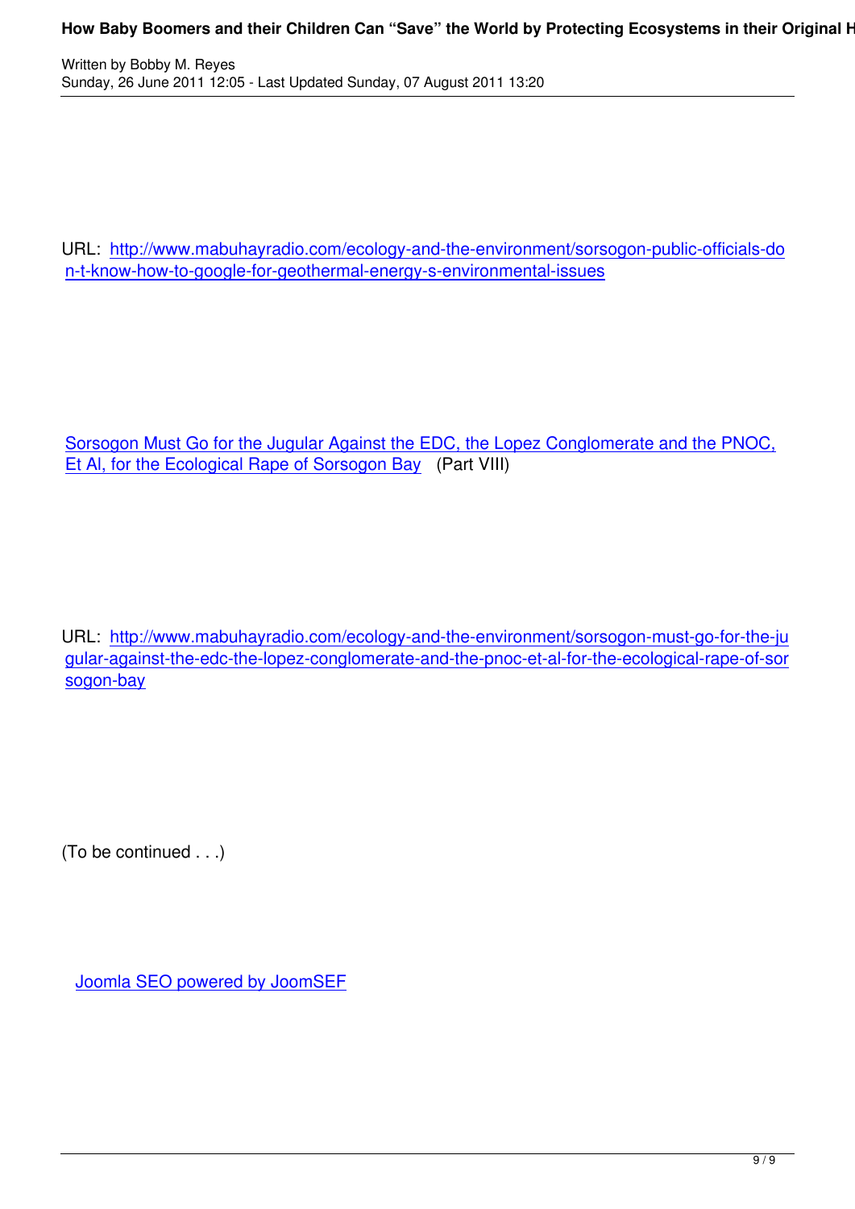URL: http://www.mabuhayradio.com/ecology-and-the-environment/sorsogon-public-officials-don-t-know-how-to-google-for-geothermal-energy-s-environmental-issues

Sorsogon Must Go for the Jugular Against the EDC, the Lopez Conglomerate and the PNOC, Et Al, for the Ecological Rape of Sorsogon Bay (Part VIII)

URL: http://www.mabuhayradio.com/ecology-and-the-environment/sorsogon-must-go-for-the-jugular-against-the-edc-the-lopez-conglomerate-and-the-pnoc-et-al-for-the-ecological-rape-of-sorsogon-bay

(To be continued . . .)

Joomla SEO powered by JoomSEF